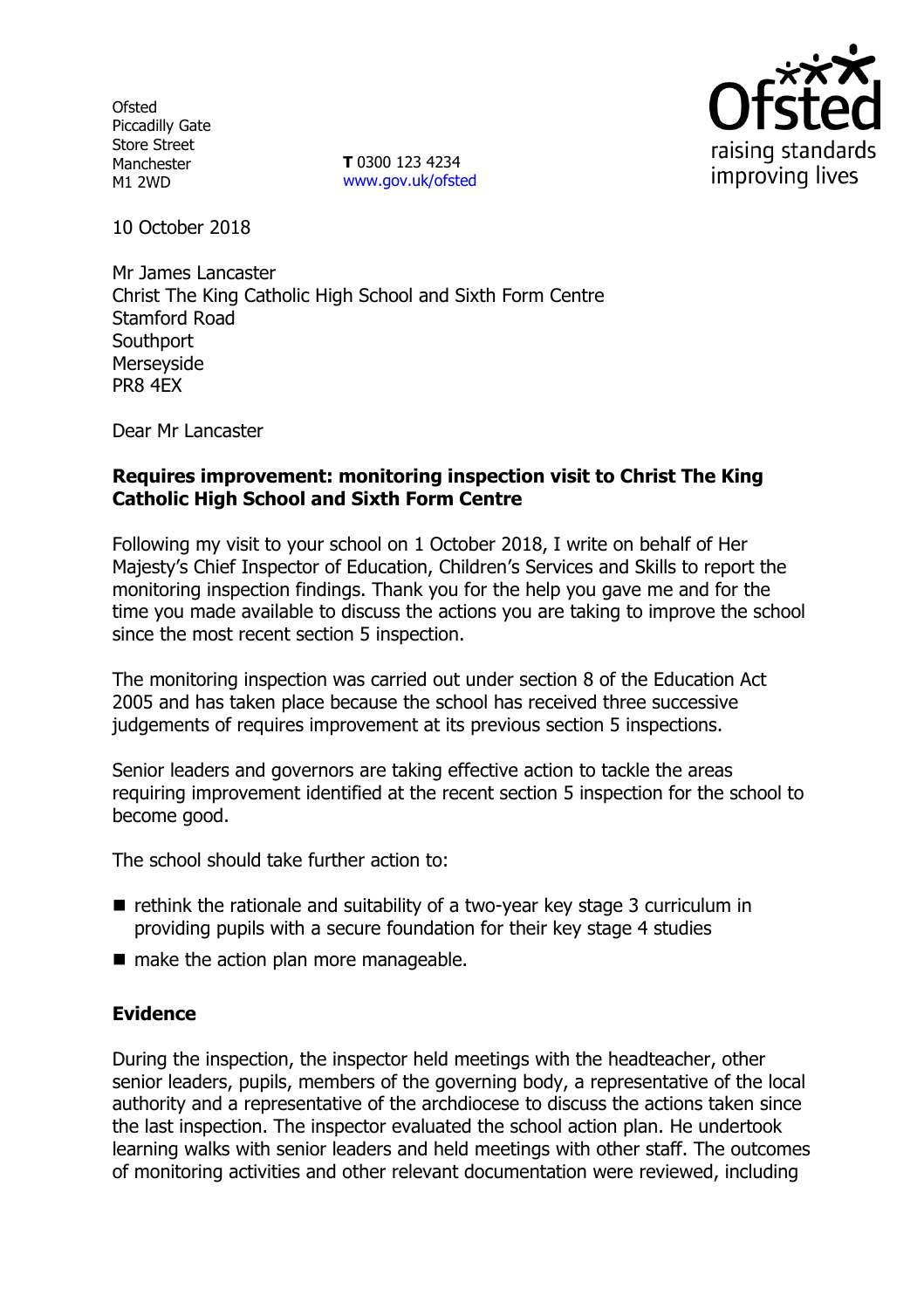Ofsted
Piccadilly Gate
Store Street
Manchester
M1 2WD

**T** 0300 123 4234
www.gov.uk/ofsted

raising standards
improving lives

10 October 2018

Mr James Lancaster
Christ The King Catholic High School and Sixth Form Centre
Stamford Road
Southport
Merseyside
PR8 4EX

Dear Mr Lancaster

**Requires improvement: monitoring inspection visit to Christ The King Catholic High School and Sixth Form Centre**

Following my visit to your school on 1 October 2018, I write on behalf of Her Majesty's Chief Inspector of Education, Children's Services and Skills to report the monitoring inspection findings. Thank you for the help you gave me and for the time you made available to discuss the actions you are taking to improve the school since the most recent section 5 inspection.

The monitoring inspection was carried out under section 8 of the Education Act 2005 and has taken place because the school has received three successive judgements of requires improvement at its previous section 5 inspections.

Senior leaders and governors are taking effective action to tackle the areas requiring improvement identified at the recent section 5 inspection for the school to become good.

The school should take further action to:

- rethink the rationale and suitability of a two-year key stage 3 curriculum in providing pupils with a secure foundation for their key stage 4 studies
- make the action plan more manageable.

## Evidence

During the inspection, the inspector held meetings with the headteacher, other senior leaders, pupils, members of the governing body, a representative of the local authority and a representative of the archdiocese to discuss the actions taken since the last inspection. The inspector evaluated the school action plan. He undertook learning walks with senior leaders and held meetings with other staff. The outcomes of monitoring activities and other relevant documentation were reviewed, including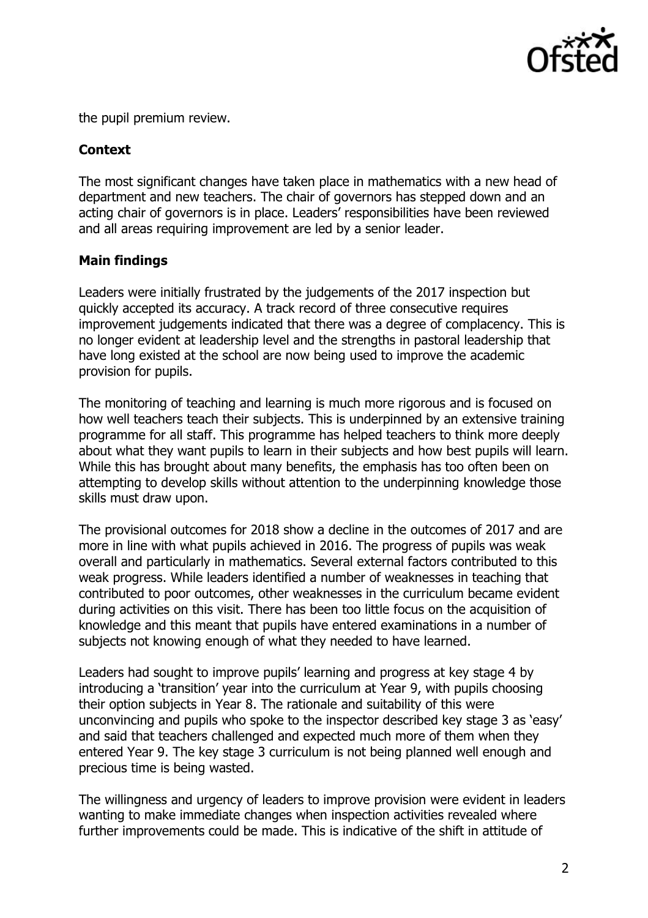the pupil premium review.

### Context

The most significant changes have taken place in mathematics with a new head of department and new teachers. The chair of governors has stepped down and an acting chair of governors is in place. Leaders' responsibilities have been reviewed and all areas requiring improvement are led by a senior leader.

### Main findings

Leaders were initially frustrated by the judgements of the 2017 inspection but quickly accepted its accuracy. A track record of three consecutive requires improvement judgements indicated that there was a degree of complacency. This is no longer evident at leadership level and the strengths in pastoral leadership that have long existed at the school are now being used to improve the academic provision for pupils.

The monitoring of teaching and learning is much more rigorous and is focused on how well teachers teach their subjects. This is underpinned by an extensive training programme for all staff. This programme has helped teachers to think more deeply about what they want pupils to learn in their subjects and how best pupils will learn. While this has brought about many benefits, the emphasis has too often been on attempting to develop skills without attention to the underpinning knowledge those skills must draw upon.

The provisional outcomes for 2018 show a decline in the outcomes of 2017 and are more in line with what pupils achieved in 2016. The progress of pupils was weak overall and particularly in mathematics. Several external factors contributed to this weak progress. While leaders identified a number of weaknesses in teaching that contributed to poor outcomes, other weaknesses in the curriculum became evident during activities on this visit. There has been too little focus on the acquisition of knowledge and this meant that pupils have entered examinations in a number of subjects not knowing enough of what they needed to have learned.

Leaders had sought to improve pupils' learning and progress at key stage 4 by introducing a 'transition' year into the curriculum at Year 9, with pupils choosing their option subjects in Year 8. The rationale and suitability of this were unconvincing and pupils who spoke to the inspector described key stage 3 as 'easy' and said that teachers challenged and expected much more of them when they entered Year 9. The key stage 3 curriculum is not being planned well enough and precious time is being wasted.

The willingness and urgency of leaders to improve provision were evident in leaders wanting to make immediate changes when inspection activities revealed where further improvements could be made. This is indicative of the shift in attitude of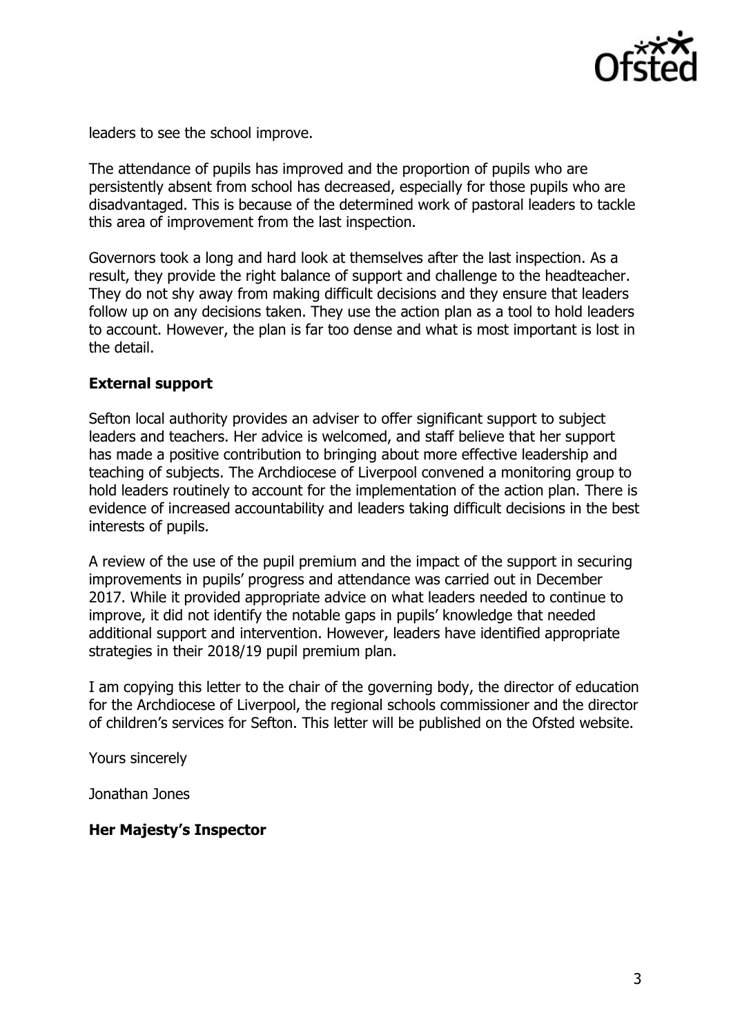leaders to see the school improve.

The attendance of pupils has improved and the proportion of pupils who are persistently absent from school has decreased, especially for those pupils who are disadvantaged. This is because of the determined work of pastoral leaders to tackle this area of improvement from the last inspection.

Governors took a long and hard look at themselves after the last inspection. As a result, they provide the right balance of support and challenge to the headteacher. They do not shy away from making difficult decisions and they ensure that leaders follow up on any decisions taken. They use the action plan as a tool to hold leaders to account. However, the plan is far too dense and what is most important is lost in the detail.

**External support**

Sefton local authority provides an adviser to offer significant support to subject leaders and teachers. Her advice is welcomed, and staff believe that her support has made a positive contribution to bringing about more effective leadership and teaching of subjects. The Archdiocese of Liverpool convened a monitoring group to hold leaders routinely to account for the implementation of the action plan. There is evidence of increased accountability and leaders taking difficult decisions in the best interests of pupils.

A review of the use of the pupil premium and the impact of the support in securing improvements in pupils' progress and attendance was carried out in December 2017. While it provided appropriate advice on what leaders needed to continue to improve, it did not identify the notable gaps in pupils' knowledge that needed additional support and intervention. However, leaders have identified appropriate strategies in their 2018/19 pupil premium plan.

I am copying this letter to the chair of the governing body, the director of education for the Archdiocese of Liverpool, the regional schools commissioner and the director of children's services for Sefton. This letter will be published on the Ofsted website.

Yours sincerely

Jonathan Jones

**Her Majesty's Inspector**